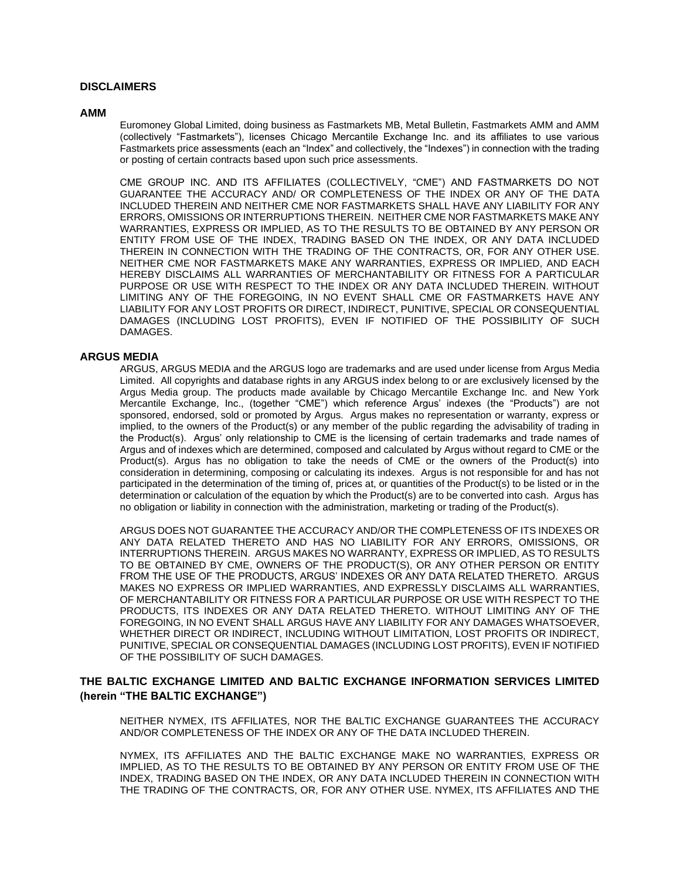# DISCLAIMERS

## AMM

Euromoney Global Limited, doing business as Fastmarkets MB, Metal Bulletin, Fastmarkets AMM and AMM (collectively "Fastmarkets"), licenses Chicago Mercantile Exchange Inc. and its affiliates to use various Fastmarkets price assessments (each an "Index" and collectively, the "Indexes") in connection with the trading or posting of certain contracts based upon such price assessments.

CME GROUP INC. AND ITS AFFILIATES (COLLECTIVELY, "CME") AND FASTMARKETS DO NOT GUARANTEE THE ACCURACY AND/ OR COMPLETENESS OF THE INDEX OR ANY OF THE DATA INCLUDED THEREIN AND NEITHER CME NOR FASTMARKETS SHALL HAVE ANY LIABILITY FOR ANY ERRORS, OMISSIONS OR INTERRUPTIONS THEREIN. NEITHER CME NOR FASTMARKETS MAKE ANY WARRANTIES, EXPRESS OR IMPLIED, AS TO THE RESULTS TO BE OBTAINED BY ANY PERSON OR ENTITY FROM USE OF THE INDEX, TRADING BASED ON THE INDEX, OR ANY DATA INCLUDED THEREIN IN CONNECTION WITH THE TRADING OF THE CONTRACTS, OR, FOR ANY OTHER USE. NEITHER CME NOR FASTMARKETS MAKE ANY WARRANTIES, EXPRESS OR IMPLIED, AND EACH HEREBY DISCLAIMS ALL WARRANTIES OF MERCHANTABILITY OR FITNESS FOR A PARTICULAR PURPOSE OR USE WITH RESPECT TO THE INDEX OR ANY DATA INCLUDED THEREIN. WITHOUT LIMITING ANY OF THE FOREGOING, IN NO EVENT SHALL CME OR FASTMARKETS HAVE ANY LIABILITY FOR ANY LOST PROFITS OR DIRECT, INDIRECT, PUNITIVE, SPECIAL OR CONSEQUENTIAL DAMAGES (INCLUDING LOST PROFITS), EVEN IF NOTIFIED OF THE POSSIBILITY OF SUCH DAMAGES.

## ARGUS MEDIA

ARGUS, ARGUS MEDIA and the ARGUS logo are trademarks and are used under license from Argus Media Limited. All copyrights and database rights in any ARGUS index belong to or are exclusively licensed by the Argus Media group. The products made available by Chicago Mercantile Exchange Inc. and New York Mercantile Exchange, Inc., (together "CME") which reference Argus' indexes (the "Products") are not sponsored, endorsed, sold or promoted by Argus. Argus makes no representation or warranty, express or implied, to the owners of the Product(s) or any member of the public regarding the advisability of trading in the Product(s). Argus' only relationship to CME is the licensing of certain trademarks and trade names of Argus and of indexes which are determined, composed and calculated by Argus without regard to CME or the Product(s). Argus has no obligation to take the needs of CME or the owners of the Product(s) into consideration in determining, composing or calculating its indexes. Argus is not responsible for and has not participated in the determination of the timing of, prices at, or quantities of the Product(s) to be listed or in the determination or calculation of the equation by which the Product(s) are to be converted into cash. Argus has no obligation or liability in connection with the administration, marketing or trading of the Product(s).

ARGUS DOES NOT GUARANTEE THE ACCURACY AND/OR THE COMPLETENESS OF ITS INDEXES OR ANY DATA RELATED THERETO AND HAS NO LIABILITY FOR ANY ERRORS, OMISSIONS, OR INTERRUPTIONS THEREIN. ARGUS MAKES NO WARRANTY, EXPRESS OR IMPLIED, AS TO RESULTS TO BE OBTAINED BY CME, OWNERS OF THE PRODUCT(S), OR ANY OTHER PERSON OR ENTITY FROM THE USE OF THE PRODUCTS, ARGUS' INDEXES OR ANY DATA RELATED THERETO. ARGUS MAKES NO EXPRESS OR IMPLIED WARRANTIES, AND EXPRESSLY DISCLAIMS ALL WARRANTIES, OF MERCHANTABILITY OR FITNESS FOR A PARTICULAR PURPOSE OR USE WITH RESPECT TO THE PRODUCTS, ITS INDEXES OR ANY DATA RELATED THERETO. WITHOUT LIMITING ANY OF THE FOREGOING, IN NO EVENT SHALL ARGUS HAVE ANY LIABILITY FOR ANY DAMAGES WHATSOEVER, WHETHER DIRECT OR INDIRECT, INCLUDING WITHOUT LIMITATION, LOST PROFITS OR INDIRECT, PUNITIVE, SPECIAL OR CONSEQUENTIAL DAMAGES (INCLUDING LOST PROFITS), EVEN IF NOTIFIED OF THE POSSIBILITY OF SUCH DAMAGES.

## THE BALTIC EXCHANGE LIMITED AND BALTIC EXCHANGE INFORMATION SERVICES LIMITED (herein "THE BALTIC EXCHANGE")

NEITHER NYMEX, ITS AFFILIATES, NOR THE BALTIC EXCHANGE GUARANTEES THE ACCURACY AND/OR COMPLETENESS OF THE INDEX OR ANY OF THE DATA INCLUDED THEREIN.

NYMEX, ITS AFFILIATES AND THE BALTIC EXCHANGE MAKE NO WARRANTIES, EXPRESS OR IMPLIED, AS TO THE RESULTS TO BE OBTAINED BY ANY PERSON OR ENTITY FROM USE OF THE INDEX, TRADING BASED ON THE INDEX, OR ANY DATA INCLUDED THEREIN IN CONNECTION WITH THE TRADING OF THE CONTRACTS, OR, FOR ANY OTHER USE. NYMEX, ITS AFFILIATES AND THE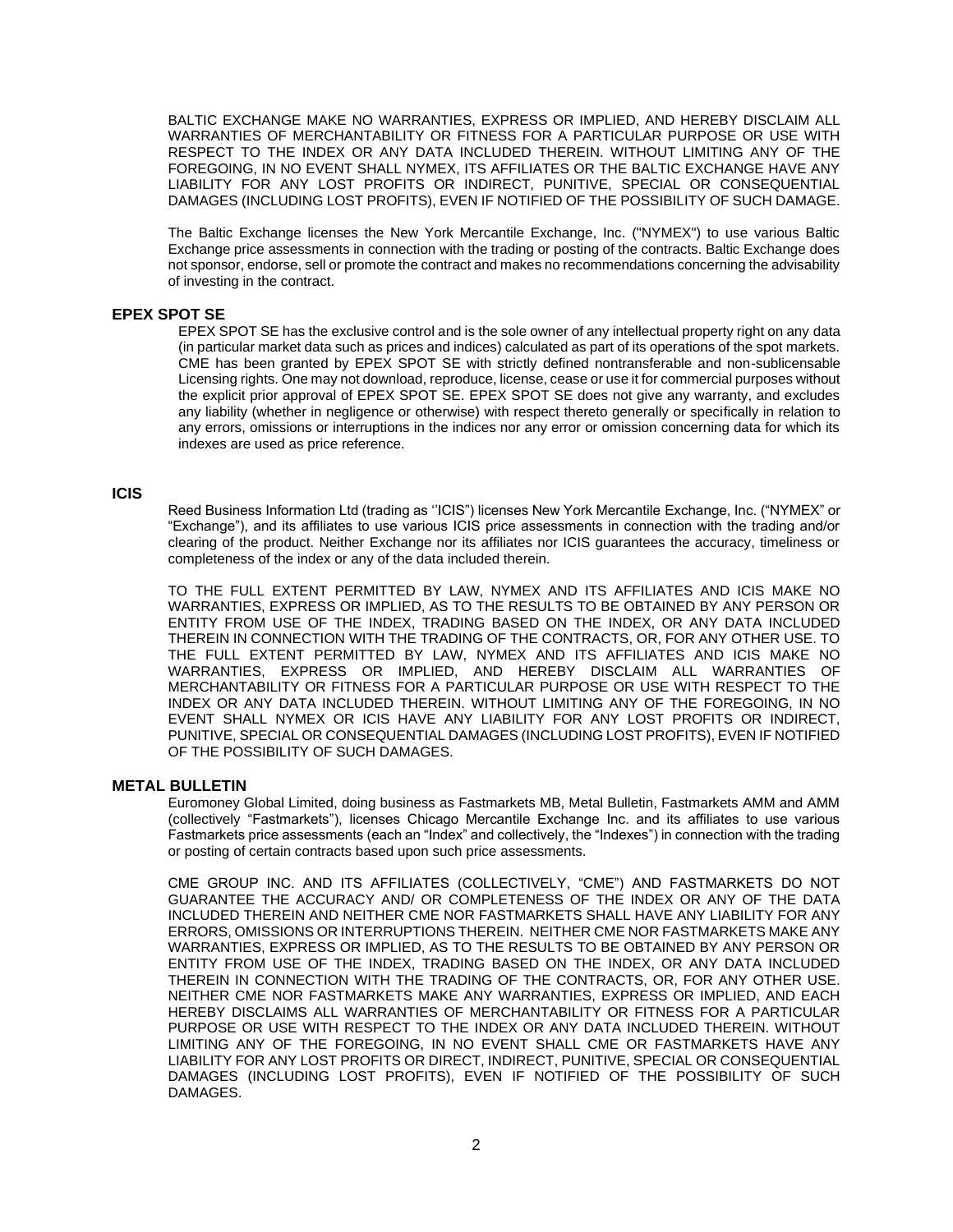BALTIC EXCHANGE MAKE NO WARRANTIES, EXPRESS OR IMPLIED, AND HEREBY DISCLAIM ALL WARRANTIES OF MERCHANTABILITY OR FITNESS FOR A PARTICULAR PURPOSE OR USE WITH RESPECT TO THE INDEX OR ANY DATA INCLUDED THEREIN. WITHOUT LIMITING ANY OF THE FOREGOING, IN NO EVENT SHALL NYMEX, ITS AFFILIATES OR THE BALTIC EXCHANGE HAVE ANY LIABILITY FOR ANY LOST PROFITS OR INDIRECT, PUNITIVE, SPECIAL OR CONSEQUENTIAL DAMAGES (INCLUDING LOST PROFITS), EVEN IF NOTIFIED OF THE POSSIBILITY OF SUCH DAMAGE.

The Baltic Exchange licenses the New York Mercantile Exchange, Inc. ("NYMEX") to use various Baltic Exchange price assessments in connection with the trading or posting of the contracts. Baltic Exchange does not sponsor, endorse, sell or promote the contract and makes no recommendations concerning the advisability of investing in the contract.

## EPEX SPOT SE

EPEX SPOT SE has the exclusive control and is the sole owner of any intellectual property right on any data (in particular market data such as prices and indices) calculated as part of its operations of the spot markets. CME has been granted by EPEX SPOT SE with strictly defined nontransferable and non-sublicensable Licensing rights. One may not download, reproduce, license, cease or use it for commercial purposes without the explicit prior approval of EPEX SPOT SE. EPEX SPOT SE does not give any warranty, and excludes any liability (whether in negligence or otherwise) with respect thereto generally or specifically in relation to any errors, omissions or interruptions in the indices nor any error or omission concerning data for which its indexes are used as price reference.

## ICIS

Reed Business Information Ltd (trading as ''ICIS") licenses New York Mercantile Exchange, Inc. ("NYMEX" or "Exchange"), and its affiliates to use various ICIS price assessments in connection with the trading and/or clearing of the product. Neither Exchange nor its affiliates nor ICIS guarantees the accuracy, timeliness or completeness of the index or any of the data included therein.

TO THE FULL EXTENT PERMITTED BY LAW, NYMEX AND ITS AFFILIATES AND ICIS MAKE NO WARRANTIES, EXPRESS OR IMPLIED, AS TO THE RESULTS TO BE OBTAINED BY ANY PERSON OR ENTITY FROM USE OF THE INDEX, TRADING BASED ON THE INDEX, OR ANY DATA INCLUDED THEREIN IN CONNECTION WITH THE TRADING OF THE CONTRACTS, OR, FOR ANY OTHER USE. TO THE FULL EXTENT PERMITTED BY LAW, NYMEX AND ITS AFFILIATES AND ICIS MAKE NO WARRANTIES, EXPRESS OR IMPLIED, AND HEREBY DISCLAIM ALL WARRANTIES OF MERCHANTABILITY OR FITNESS FOR A PARTICULAR PURPOSE OR USE WITH RESPECT TO THE INDEX OR ANY DATA INCLUDED THEREIN. WITHOUT LIMITING ANY OF THE FOREGOING, IN NO EVENT SHALL NYMEX OR ICIS HAVE ANY LIABILITY FOR ANY LOST PROFITS OR INDIRECT, PUNITIVE, SPECIAL OR CONSEQUENTIAL DAMAGES (INCLUDING LOST PROFITS), EVEN IF NOTIFIED OF THE POSSIBILITY OF SUCH DAMAGES.

## METAL BULLETIN

Euromoney Global Limited, doing business as Fastmarkets MB, Metal Bulletin, Fastmarkets AMM and AMM (collectively "Fastmarkets"), licenses Chicago Mercantile Exchange Inc. and its affiliates to use various Fastmarkets price assessments (each an "Index" and collectively, the "Indexes") in connection with the trading or posting of certain contracts based upon such price assessments.

CME GROUP INC. AND ITS AFFILIATES (COLLECTIVELY, "CME") AND FASTMARKETS DO NOT GUARANTEE THE ACCURACY AND/ OR COMPLETENESS OF THE INDEX OR ANY OF THE DATA INCLUDED THEREIN AND NEITHER CME NOR FASTMARKETS SHALL HAVE ANY LIABILITY FOR ANY ERRORS, OMISSIONS OR INTERRUPTIONS THEREIN. NEITHER CME NOR FASTMARKETS MAKE ANY WARRANTIES, EXPRESS OR IMPLIED, AS TO THE RESULTS TO BE OBTAINED BY ANY PERSON OR ENTITY FROM USE OF THE INDEX, TRADING BASED ON THE INDEX, OR ANY DATA INCLUDED THEREIN IN CONNECTION WITH THE TRADING OF THE CONTRACTS, OR, FOR ANY OTHER USE. NEITHER CME NOR FASTMARKETS MAKE ANY WARRANTIES, EXPRESS OR IMPLIED, AND EACH HEREBY DISCLAIMS ALL WARRANTIES OF MERCHANTABILITY OR FITNESS FOR A PARTICULAR PURPOSE OR USE WITH RESPECT TO THE INDEX OR ANY DATA INCLUDED THEREIN. WITHOUT LIMITING ANY OF THE FOREGOING, IN NO EVENT SHALL CME OR FASTMARKETS HAVE ANY LIABILITY FOR ANY LOST PROFITS OR DIRECT, INDIRECT, PUNITIVE, SPECIAL OR CONSEQUENTIAL DAMAGES (INCLUDING LOST PROFITS), EVEN IF NOTIFIED OF THE POSSIBILITY OF SUCH DAMAGES.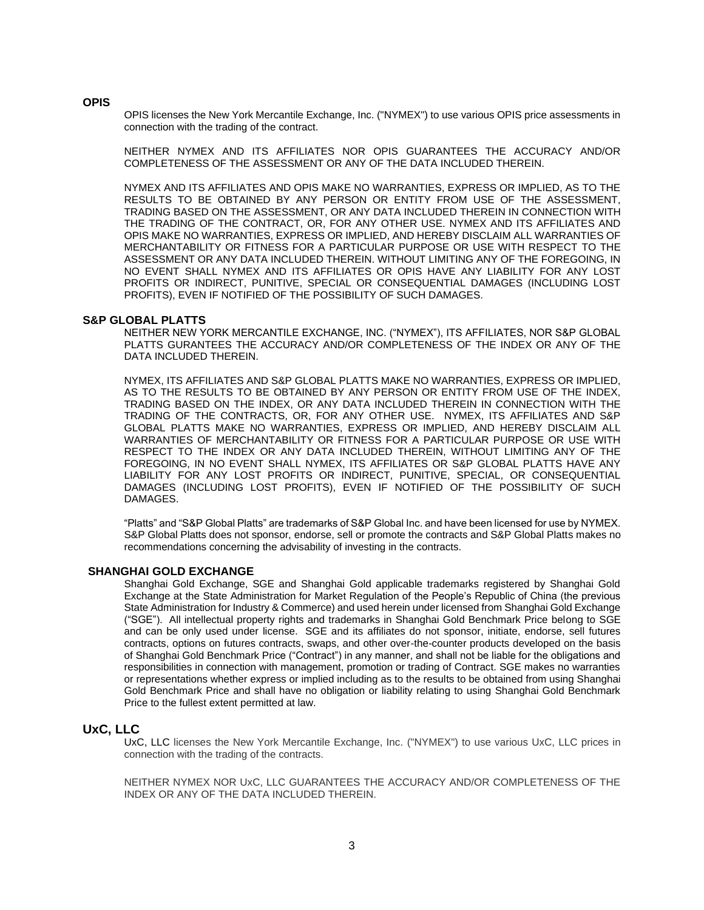## OPIS

OPIS licenses the New York Mercantile Exchange, Inc. ("NYMEX") to use various OPIS price assessments in connection with the trading of the contract.

NEITHER NYMEX AND ITS AFFILIATES NOR OPIS GUARANTEES THE ACCURACY AND/OR COMPLETENESS OF THE ASSESSMENT OR ANY OF THE DATA INCLUDED THEREIN.

NYMEX AND ITS AFFILIATES AND OPIS MAKE NO WARRANTIES, EXPRESS OR IMPLIED, AS TO THE RESULTS TO BE OBTAINED BY ANY PERSON OR ENTITY FROM USE OF THE ASSESSMENT, TRADING BASED ON THE ASSESSMENT, OR ANY DATA INCLUDED THEREIN IN CONNECTION WITH THE TRADING OF THE CONTRACT, OR, FOR ANY OTHER USE. NYMEX AND ITS AFFILIATES AND OPIS MAKE NO WARRANTIES, EXPRESS OR IMPLIED, AND HEREBY DISCLAIM ALL WARRANTIES OF MERCHANTABILITY OR FITNESS FOR A PARTICULAR PURPOSE OR USE WITH RESPECT TO THE ASSESSMENT OR ANY DATA INCLUDED THEREIN. WITHOUT LIMITING ANY OF THE FOREGOING, IN NO EVENT SHALL NYMEX AND ITS AFFILIATES OR OPIS HAVE ANY LIABILITY FOR ANY LOST PROFITS OR INDIRECT, PUNITIVE, SPECIAL OR CONSEQUENTIAL DAMAGES (INCLUDING LOST PROFITS), EVEN IF NOTIFIED OF THE POSSIBILITY OF SUCH DAMAGES.

## S&P GLOBAL PLATTS

NEITHER NEW YORK MERCANTILE EXCHANGE, INC. ("NYMEX"), ITS AFFILIATES, NOR S&P GLOBAL PLATTS GURANTEES THE ACCURACY AND/OR COMPLETENESS OF THE INDEX OR ANY OF THE DATA INCLUDED THEREIN.

NYMEX, ITS AFFILIATES AND S&P GLOBAL PLATTS MAKE NO WARRANTIES, EXPRESS OR IMPLIED, AS TO THE RESULTS TO BE OBTAINED BY ANY PERSON OR ENTITY FROM USE OF THE INDEX, TRADING BASED ON THE INDEX, OR ANY DATA INCLUDED THEREIN IN CONNECTION WITH THE TRADING OF THE CONTRACTS, OR, FOR ANY OTHER USE. NYMEX, ITS AFFILIATES AND S&P GLOBAL PLATTS MAKE NO WARRANTIES, EXPRESS OR IMPLIED, AND HEREBY DISCLAIM ALL WARRANTIES OF MERCHANTABILITY OR FITNESS FOR A PARTICULAR PURPOSE OR USE WITH RESPECT TO THE INDEX OR ANY DATA INCLUDED THEREIN, WITHOUT LIMITING ANY OF THE FOREGOING, IN NO EVENT SHALL NYMEX, ITS AFFILIATES OR S&P GLOBAL PLATTS HAVE ANY LIABILITY FOR ANY LOST PROFITS OR INDIRECT, PUNITIVE, SPECIAL, OR CONSEQUENTIAL DAMAGES (INCLUDING LOST PROFITS), EVEN IF NOTIFIED OF THE POSSIBILITY OF SUCH DAMAGES.

"Platts" and "S&P Global Platts" are trademarks of S&P Global Inc. and have been licensed for use by NYMEX. S&P Global Platts does not sponsor, endorse, sell or promote the contracts and S&P Global Platts makes no recommendations concerning the advisability of investing in the contracts.

## SHANGHAI GOLD EXCHANGE

Shanghai Gold Exchange, SGE and Shanghai Gold applicable trademarks registered by Shanghai Gold Exchange at the State Administration for Market Regulation of the People's Republic of China (the previous State Administration for Industry & Commerce) and used herein under licensed from Shanghai Gold Exchange ("SGE"). All intellectual property rights and trademarks in Shanghai Gold Benchmark Price belong to SGE and can be only used under license. SGE and its affiliates do not sponsor, initiate, endorse, sell futures contracts, options on futures contracts, swaps, and other over-the-counter products developed on the basis of Shanghai Gold Benchmark Price ("Contract") in any manner, and shall not be liable for the obligations and responsibilities in connection with management, promotion or trading of Contract. SGE makes no warranties or representations whether express or implied including as to the results to be obtained from using Shanghai Gold Benchmark Price and shall have no obligation or liability relating to using Shanghai Gold Benchmark Price to the fullest extent permitted at law.

## UxC, LLC

UxC, LLC licenses the New York Mercantile Exchange, Inc. ("NYMEX") to use various UxC, LLC prices in connection with the trading of the contracts.

NEITHER NYMEX NOR UxC, LLC GUARANTEES THE ACCURACY AND/OR COMPLETENESS OF THE INDEX OR ANY OF THE DATA INCLUDED THEREIN.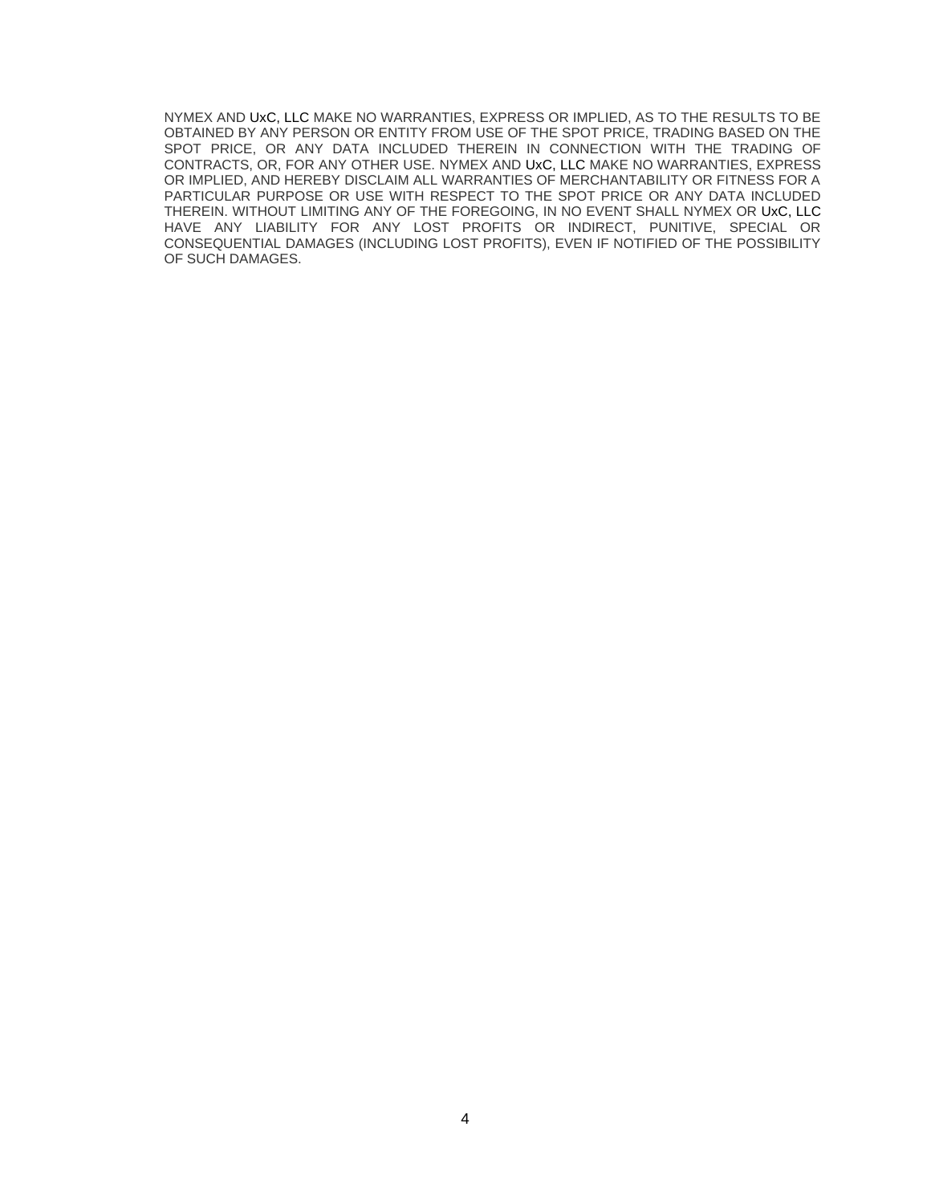NYMEX AND UxC, LLC MAKE NO WARRANTIES, EXPRESS OR IMPLIED, AS TO THE RESULTS TO BE OBTAINED BY ANY PERSON OR ENTITY FROM USE OF THE SPOT PRICE, TRADING BASED ON THE SPOT PRICE, OR ANY DATA INCLUDED THEREIN IN CONNECTION WITH THE TRADING OF CONTRACTS, OR, FOR ANY OTHER USE. NYMEX AND UxC, LLC MAKE NO WARRANTIES, EXPRESS OR IMPLIED, AND HEREBY DISCLAIM ALL WARRANTIES OF MERCHANTABILITY OR FITNESS FOR A PARTICULAR PURPOSE OR USE WITH RESPECT TO THE SPOT PRICE OR ANY DATA INCLUDED THEREIN. WITHOUT LIMITING ANY OF THE FOREGOING, IN NO EVENT SHALL NYMEX OR UxC, LLC HAVE ANY LIABILITY FOR ANY LOST PROFITS OR INDIRECT, PUNITIVE, SPECIAL OR CONSEQUENTIAL DAMAGES (INCLUDING LOST PROFITS), EVEN IF NOTIFIED OF THE POSSIBILITY OF SUCH DAMAGES.